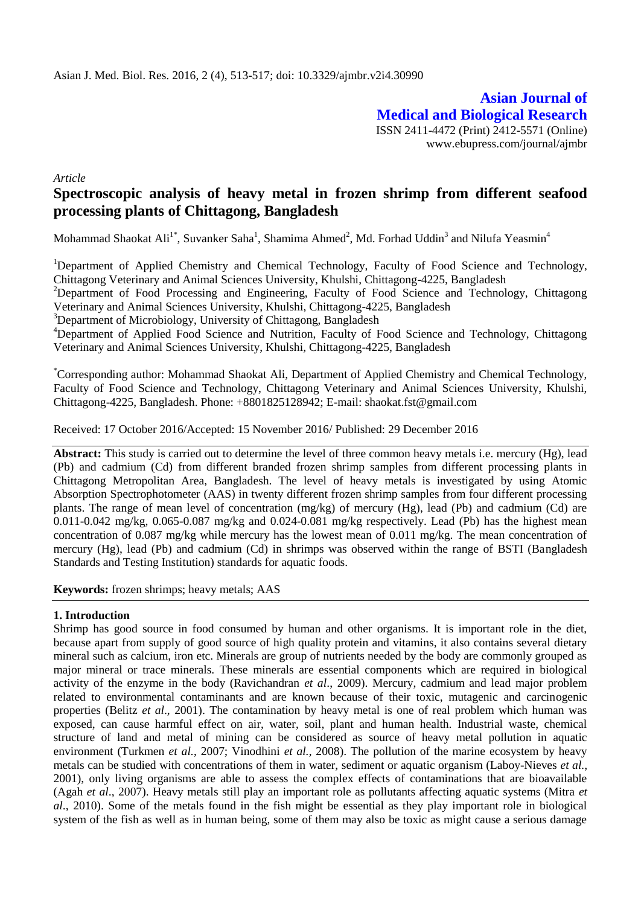**Asian Journal of Medical and Biological Research**
ISSN 2411-4472 (Print) 2412-5571 (Online)
www.ebupress.com/journal/ajmbr

*Article*

# Spectroscopic analysis of heavy metal in frozen shrimp from different seafood processing plants of Chittagong, Bangladesh

Mohammad Shaokat Ali[1*], Suvanker Saha[1], Shamima Ahmed[2], Md. Forhad Uddin[3] and Nilufa Yeasmin[4]

[1]Department of Applied Chemistry and Chemical Technology, Faculty of Food Science and Technology, Chittagong Veterinary and Animal Sciences University, Khulshi, Chittagong-4225, Bangladesh
[2]Department of Food Processing and Engineering, Faculty of Food Science and Technology, Chittagong Veterinary and Animal Sciences University, Khulshi, Chittagong-4225, Bangladesh
[3]Department of Microbiology, University of Chittagong, Bangladesh
[4]Department of Applied Food Science and Nutrition, Faculty of Food Science and Technology, Chittagong Veterinary and Animal Sciences University, Khulshi, Chittagong-4225, Bangladesh

[*]Corresponding author: Mohammad Shaokat Ali, Department of Applied Chemistry and Chemical Technology, Faculty of Food Science and Technology, Chittagong Veterinary and Animal Sciences University, Khulshi, Chittagong-4225, Bangladesh. Phone: +8801825128942; E-mail: shaokat.fst@gmail.com

Received: 17 October 2016/Accepted: 15 November 2016/ Published: 29 December 2016

**Abstract:** This study is carried out to determine the level of three common heavy metals i.e. mercury (Hg), lead (Pb) and cadmium (Cd) from different branded frozen shrimp samples from different processing plants in Chittagong Metropolitan Area, Bangladesh. The level of heavy metals is investigated by using Atomic Absorption Spectrophotometer (AAS) in twenty different frozen shrimp samples from four different processing plants. The range of mean level of concentration (mg/kg) of mercury (Hg), lead (Pb) and cadmium (Cd) are 0.011-0.042 mg/kg, 0.065-0.087 mg/kg and 0.024-0.081 mg/kg respectively. Lead (Pb) has the highest mean concentration of 0.087 mg/kg while mercury has the lowest mean of 0.011 mg/kg. The mean concentration of mercury (Hg), lead (Pb) and cadmium (Cd) in shrimps was observed within the range of BSTI (Bangladesh Standards and Testing Institution) standards for aquatic foods.

**Keywords:** frozen shrimps; heavy metals; AAS

## 1. Introduction

Shrimp has good source in food consumed by human and other organisms. It is important role in the diet, because apart from supply of good source of high quality protein and vitamins, it also contains several dietary mineral such as calcium, iron etc. Minerals are group of nutrients needed by the body are commonly grouped as major mineral or trace minerals. These minerals are essential components which are required in biological activity of the enzyme in the body (Ravichandran *et al*., 2009). Mercury, cadmium and lead major problem related to environmental contaminants and are known because of their toxic, mutagenic and carcinogenic properties (Belitz *et al*., 2001). The contamination by heavy metal is one of real problem which human was exposed, can cause harmful effect on air, water, soil, plant and human health. Industrial waste, chemical structure of land and metal of mining can be considered as source of heavy metal pollution in aquatic environment (Turkmen *et al.*, 2007; Vinodhini *et al.*, 2008). The pollution of the marine ecosystem by heavy metals can be studied with concentrations of them in water, sediment or aquatic organism (Laboy-Nieves *et al.*, 2001), only living organisms are able to assess the complex effects of contaminations that are bioavailable (Agah *et al*., 2007). Heavy metals still play an important role as pollutants affecting aquatic systems (Mitra *et al*., 2010). Some of the metals found in the fish might be essential as they play important role in biological system of the fish as well as in human being, some of them may also be toxic as might cause a serious damage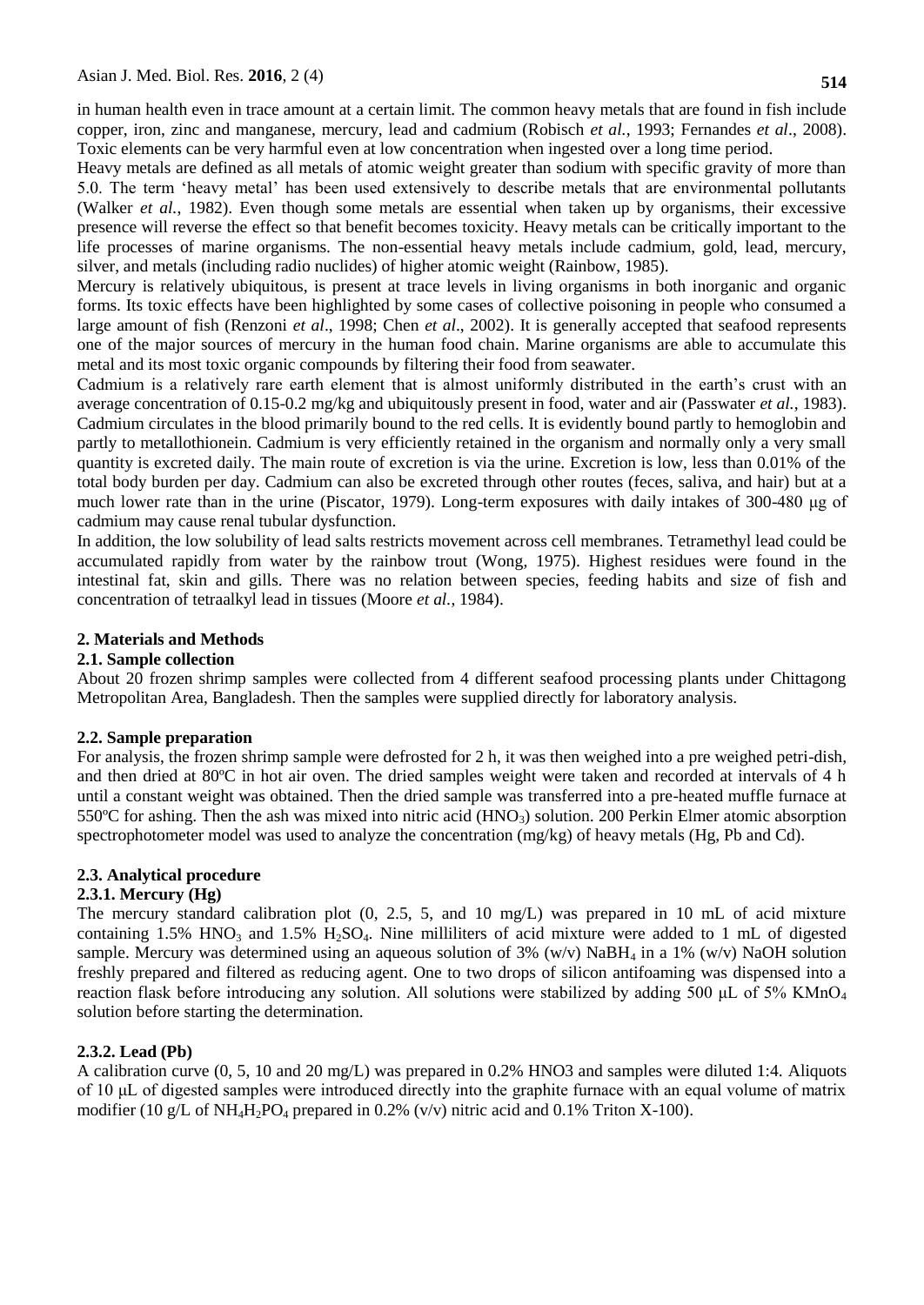in human health even in trace amount at a certain limit. The common heavy metals that are found in fish include copper, iron, zinc and manganese, mercury, lead and cadmium (Robisch *et al.*, 1993; Fernandes *et al*., 2008). Toxic elements can be very harmful even at low concentration when ingested over a long time period.

Heavy metals are defined as all metals of atomic weight greater than sodium with specific gravity of more than 5.0. The term 'heavy metal' has been used extensively to describe metals that are environmental pollutants (Walker *et al.*, 1982). Even though some metals are essential when taken up by organisms, their excessive presence will reverse the effect so that benefit becomes toxicity. Heavy metals can be critically important to the life processes of marine organisms. The non-essential heavy metals include cadmium, gold, lead, mercury, silver, and metals (including radio nuclides) of higher atomic weight (Rainbow, 1985).

Mercury is relatively ubiquitous, is present at trace levels in living organisms in both inorganic and organic forms. Its toxic effects have been highlighted by some cases of collective poisoning in people who consumed a large amount of fish (Renzoni *et al*., 1998; Chen *et al*., 2002). It is generally accepted that seafood represents one of the major sources of mercury in the human food chain. Marine organisms are able to accumulate this metal and its most toxic organic compounds by filtering their food from seawater.

Cadmium is a relatively rare earth element that is almost uniformly distributed in the earth's crust with an average concentration of 0.15-0.2 mg/kg and ubiquitously present in food, water and air (Passwater *et al.*, 1983). Cadmium circulates in the blood primarily bound to the red cells. It is evidently bound partly to hemoglobin and partly to metallothionein. Cadmium is very efficiently retained in the organism and normally only a very small quantity is excreted daily. The main route of excretion is via the urine. Excretion is low, less than 0.01% of the total body burden per day. Cadmium can also be excreted through other routes (feces, saliva, and hair) but at a much lower rate than in the urine (Piscator, 1979). Long-term exposures with daily intakes of 300-480 μg of cadmium may cause renal tubular dysfunction.

In addition, the low solubility of lead salts restricts movement across cell membranes. Tetramethyl lead could be accumulated rapidly from water by the rainbow trout (Wong, 1975). Highest residues were found in the intestinal fat, skin and gills. There was no relation between species, feeding habits and size of fish and concentration of tetraalkyl lead in tissues (Moore *et al.*, 1984).

## 2. Materials and Methods

### 2.1. Sample collection

About 20 frozen shrimp samples were collected from 4 different seafood processing plants under Chittagong Metropolitan Area, Bangladesh. Then the samples were supplied directly for laboratory analysis.

### 2.2. Sample preparation

For analysis, the frozen shrimp sample were defrosted for 2 h, it was then weighed into a pre weighed petri-dish, and then dried at 80ºC in hot air oven. The dried samples weight were taken and recorded at intervals of 4 h until a constant weight was obtained. Then the dried sample was transferred into a pre-heated muffle furnace at 550ºC for ashing. Then the ash was mixed into nitric acid ($HNO_3$) solution. 200 Perkin Elmer atomic absorption spectrophotometer model was used to analyze the concentration (mg/kg) of heavy metals (Hg, Pb and Cd).

### 2.3. Analytical procedure

#### 2.3.1. Mercury (Hg)

The mercury standard calibration plot (0, 2.5, 5, and 10 mg/L) was prepared in 10 mL of acid mixture containing 1.5% $HNO_3$ and 1.5% $H_2SO_4$. Nine milliliters of acid mixture were added to 1 mL of digested sample. Mercury was determined using an aqueous solution of 3% (w/v) $NaBH_4$ in a 1% (w/v) NaOH solution freshly prepared and filtered as reducing agent. One to two drops of silicon antifoaming was dispensed into a reaction flask before introducing any solution. All solutions were stabilized by adding 500 μL of 5% $KMnO_4$ solution before starting the determination.

#### 2.3.2. Lead (Pb)

A calibration curve (0, 5, 10 and 20 mg/L) was prepared in 0.2% HNO3 and samples were diluted 1:4. Aliquots of 10 μL of digested samples were introduced directly into the graphite furnace with an equal volume of matrix modifier (10 g/L of $NH_4H_2PO_4$ prepared in 0.2% (v/v) nitric acid and 0.1% Triton X-100).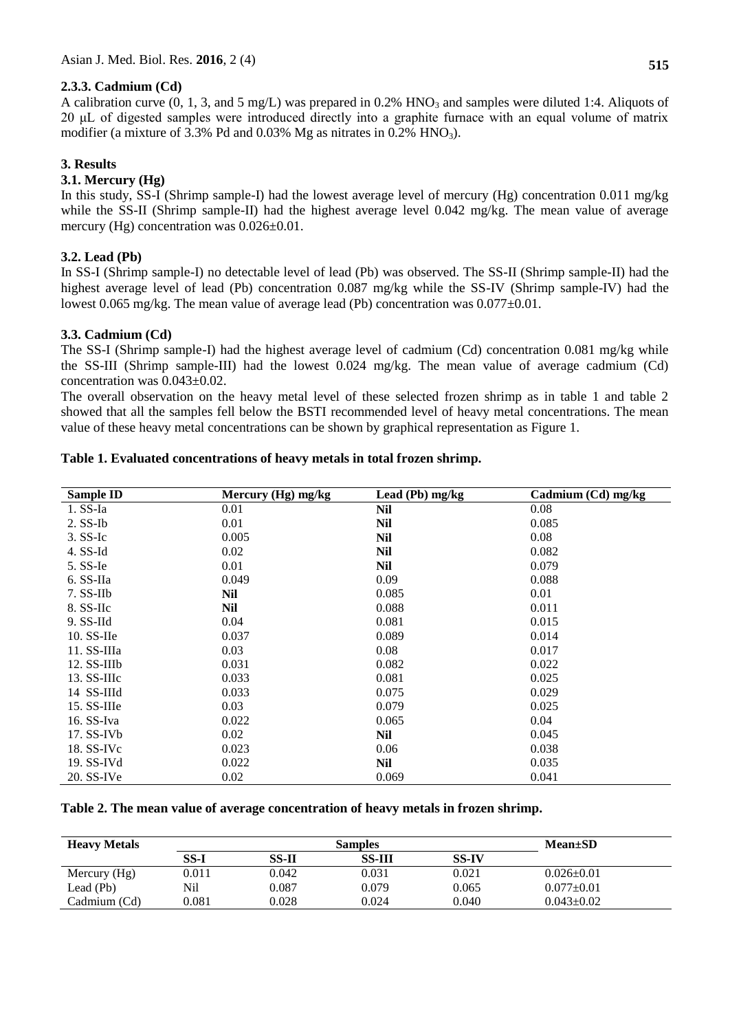### 2.3.3. Cadmium (Cd)

A calibration curve (0, 1, 3, and 5 mg/L) was prepared in 0.2% $HNO_3$ and samples were diluted 1:4. Aliquots of 20 μL of digested samples were introduced directly into a graphite furnace with an equal volume of matrix modifier (a mixture of 3.3% Pd and 0.03% Mg as nitrates in 0.2% $HNO_3$).

## 3. Results

### 3.1. Mercury (Hg)

In this study, SS-I (Shrimp sample-I) had the lowest average level of mercury (Hg) concentration 0.011 mg/kg while the SS-II (Shrimp sample-II) had the highest average level 0.042 mg/kg. The mean value of average mercury (Hg) concentration was 0.026±0.01.

### 3.2. Lead (Pb)

In SS-I (Shrimp sample-I) no detectable level of lead (Pb) was observed. The SS-II (Shrimp sample-II) had the highest average level of lead (Pb) concentration 0.087 mg/kg while the SS-IV (Shrimp sample-IV) had the lowest 0.065 mg/kg. The mean value of average lead (Pb) concentration was 0.077±0.01.

### 3.3. Cadmium (Cd)

The SS-I (Shrimp sample-I) had the highest average level of cadmium (Cd) concentration 0.081 mg/kg while the SS-III (Shrimp sample-III) had the lowest 0.024 mg/kg. The mean value of average cadmium (Cd) concentration was 0.043±0.02.

The overall observation on the heavy metal level of these selected frozen shrimp as in table 1 and table 2 showed that all the samples fell below the BSTI recommended level of heavy metal concentrations. The mean value of these heavy metal concentrations can be shown by graphical representation as Figure 1.

**Table 1. Evaluated concentrations of heavy metals in total frozen shrimp.**

| Sample ID | Mercury (Hg) mg/kg | Lead (Pb) mg/kg | Cadmium (Cd) mg/kg |
|---|---|---|---|
| 1. SS-Ia | 0.01 | **Nil** | 0.08 |
| 2. SS-Ib | 0.01 | **Nil** | 0.085 |
| 3. SS-Ic | 0.005 | **Nil** | 0.08 |
| 4. SS-Id | 0.02 | **Nil** | 0.082 |
| 5. SS-Ie | 0.01 | **Nil** | 0.079 |
| 6. SS-IIa | 0.049 | 0.09 | 0.088 |
| 7. SS-IIb | **Nil** | 0.085 | 0.01 |
| 8. SS-IIc | **Nil** | 0.088 | 0.011 |
| 9. SS-IId | 0.04 | 0.081 | 0.015 |
| 10. SS-IIe | 0.037 | 0.089 | 0.014 |
| 11. SS-IIIa | 0.03 | 0.08 | 0.017 |
| 12. SS-IIIb | 0.031 | 0.082 | 0.022 |
| 13. SS-IIIc | 0.033 | 0.081 | 0.025 |
| 14 SS-IIId | 0.033 | 0.075 | 0.029 |
| 15. SS-IIIe | 0.03 | 0.079 | 0.025 |
| 16. SS-Iva | 0.022 | 0.065 | 0.04 |
| 17. SS-IVb | 0.02 | **Nil** | 0.045 |
| 18. SS-IVc | 0.023 | 0.06 | 0.038 |
| 19. SS-IVd | 0.022 | **Nil** | 0.035 |
| 20. SS-IVe | 0.02 | 0.069 | 0.041 |

**Table 2. The mean value of average concentration of heavy metals in frozen shrimp.**

| Heavy Metals | Samples | | | | Mean±SD |
|---|---|---|---|---|---|
| | SS-I | SS-II | SS-III | SS-IV | |
| Mercury (Hg) | 0.011 | 0.042 | 0.031 | 0.021 | 0.026±0.01 |
| Lead (Pb) | Nil | 0.087 | 0.079 | 0.065 | 0.077±0.01 |
| Cadmium (Cd) | 0.081 | 0.028 | 0.024 | 0.040 | 0.043±0.02 |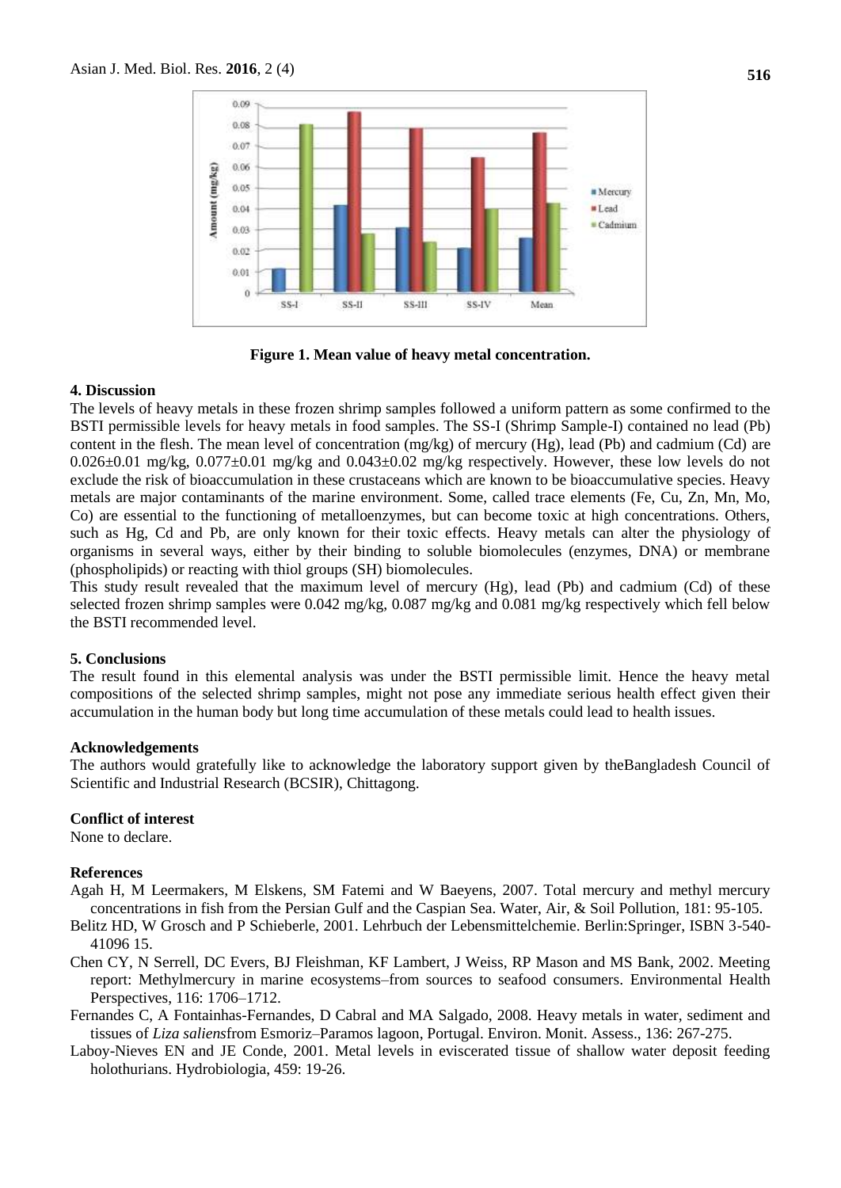Figure 1. Mean value of heavy metal concentration.

## 4. Discussion

The levels of heavy metals in these frozen shrimp samples followed a uniform pattern as some confirmed to the BSTI permissible levels for heavy metals in food samples. The SS-I (Shrimp Sample-I) contained no lead (Pb) content in the flesh. The mean level of concentration (mg/kg) of mercury (Hg), lead (Pb) and cadmium (Cd) are 0.026±0.01 mg/kg, 0.077±0.01 mg/kg and 0.043±0.02 mg/kg respectively. However, these low levels do not exclude the risk of bioaccumulation in these crustaceans which are known to be bioaccumulative species. Heavy metals are major contaminants of the marine environment. Some, called trace elements (Fe, Cu, Zn, Mn, Mo, Co) are essential to the functioning of metalloenzymes, but can become toxic at high concentrations. Others, such as Hg, Cd and Pb, are only known for their toxic effects. Heavy metals can alter the physiology of organisms in several ways, either by their binding to soluble biomolecules (enzymes, DNA) or membrane (phospholipids) or reacting with thiol groups (SH) biomolecules.

This study result revealed that the maximum level of mercury (Hg), lead (Pb) and cadmium (Cd) of these selected frozen shrimp samples were 0.042 mg/kg, 0.087 mg/kg and 0.081 mg/kg respectively which fell below the BSTI recommended level.

## 5. Conclusions

The result found in this elemental analysis was under the BSTI permissible limit. Hence the heavy metal compositions of the selected shrimp samples, might not pose any immediate serious health effect given their accumulation in the human body but long time accumulation of these metals could lead to health issues.

## Acknowledgements

The authors would gratefully like to acknowledge the laboratory support given by theBangladesh Council of Scientific and Industrial Research (BCSIR), Chittagong.

## Conflict of interest

None to declare.

## References

Agah H, M Leermakers, M Elskens, SM Fatemi and W Baeyens, 2007. Total mercury and methyl mercury concentrations in fish from the Persian Gulf and the Caspian Sea. Water, Air, & Soil Pollution, 181: 95-105.

Belitz HD, W Grosch and P Schieberle, 2001. Lehrbuch der Lebensmittelchemie. Berlin:Springer, ISBN 3-540-41096 15.

Chen CY, N Serrell, DC Evers, BJ Fleishman, KF Lambert, J Weiss, RP Mason and MS Bank, 2002. Meeting report: Methylmercury in marine ecosystems–from sources to seafood consumers. Environmental Health Perspectives, 116: 1706–1712.

Fernandes C, A Fontainhas-Fernandes, D Cabral and MA Salgado, 2008. Heavy metals in water, sediment and tissues of *Liza saliens*from Esmoriz–Paramos lagoon, Portugal. Environ. Monit. Assess., 136: 267-275.

Laboy-Nieves EN and JE Conde, 2001. Metal levels in eviscerated tissue of shallow water deposit feeding holothurians. Hydrobiologia, 459: 19-26.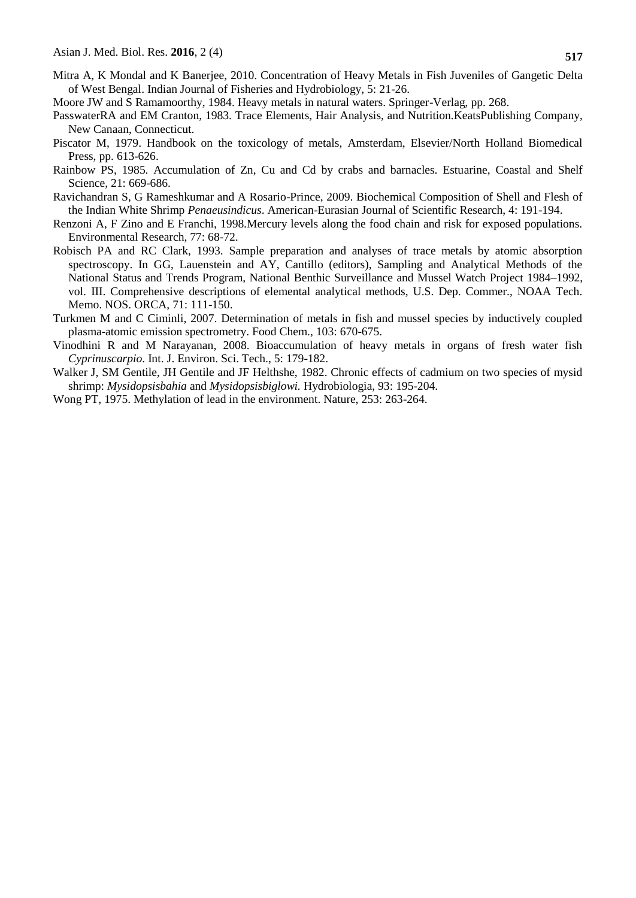Mitra A, K Mondal and K Banerjee, 2010. Concentration of Heavy Metals in Fish Juveniles of Gangetic Delta of West Bengal. Indian Journal of Fisheries and Hydrobiology, 5: 21-26.

Moore JW and S Ramamoorthy, 1984. Heavy metals in natural waters. Springer-Verlag, pp. 268.

PasswaterRA and EM Cranton, 1983. Trace Elements, Hair Analysis, and Nutrition.KeatsPublishing Company, New Canaan, Connecticut.

Piscator M, 1979. Handbook on the toxicology of metals, Amsterdam, Elsevier/North Holland Biomedical Press, pp. 613-626.

Rainbow PS, 1985. Accumulation of Zn, Cu and Cd by crabs and barnacles. Estuarine, Coastal and Shelf Science, 21: 669-686.

Ravichandran S, G Rameshkumar and A Rosario-Prince, 2009. Biochemical Composition of Shell and Flesh of the Indian White Shrimp *Penaeusindicus*. American-Eurasian Journal of Scientific Research, 4: 191-194.

Renzoni A, F Zino and E Franchi, 1998.Mercury levels along the food chain and risk for exposed populations. Environmental Research, 77: 68-72.

Robisch PA and RC Clark, 1993. Sample preparation and analyses of trace metals by atomic absorption spectroscopy. In GG, Lauenstein and AY, Cantillo (editors), Sampling and Analytical Methods of the National Status and Trends Program, National Benthic Surveillance and Mussel Watch Project 1984–1992, vol. III. Comprehensive descriptions of elemental analytical methods, U.S. Dep. Commer., NOAA Tech. Memo. NOS. ORCA, 71: 111-150.

Turkmen M and C Ciminli, 2007. Determination of metals in fish and mussel species by inductively coupled plasma-atomic emission spectrometry. Food Chem., 103: 670-675.

Vinodhini R and M Narayanan, 2008. Bioaccumulation of heavy metals in organs of fresh water fish *Cyprinuscarpio*. Int. J. Environ. Sci. Tech., 5: 179-182.

Walker J, SM Gentile, JH Gentile and JF Helthshe, 1982. Chronic effects of cadmium on two species of mysid shrimp: *Mysidopsisbahia* and *Mysidopsisbiglowi.* Hydrobiologia, 93: 195-204.

Wong PT, 1975. Methylation of lead in the environment. Nature, 253: 263-264.